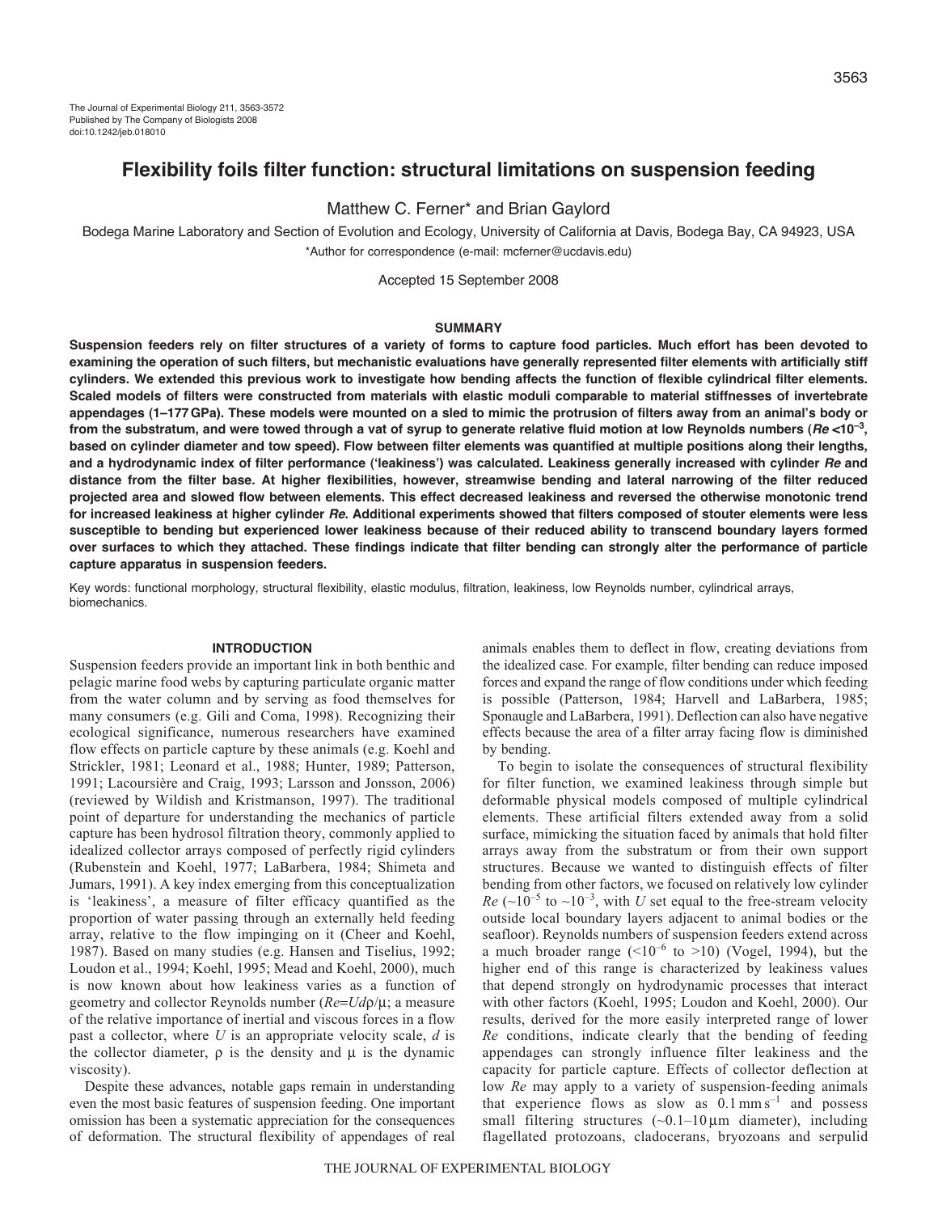# Flexibility foils filter function: structural limitations on suspension feeding

Matthew C. Ferner* and Brian Gaylord

Bodega Marine Laboratory and Section of Evolution and Ecology, University of California at Davis, Bodega Bay, CA 94923, USA

*Author for correspondence (e-mail: mcferner@ucdavis.edu)

Accepted 15 September 2008

## SUMMARY

**Suspension feeders rely on filter structures of a variety of forms to capture food particles. Much effort has been devoted to examining the operation of such filters, but mechanistic evaluations have generally represented filter elements with artificially stiff cylinders. We extended this previous work to investigate how bending affects the function of flexible cylindrical filter elements. Scaled models of filters were constructed from materials with elastic moduli comparable to material stiffnesses of invertebrate appendages (1–177 GPa). These models were mounted on a sled to mimic the protrusion of filters away from an animal's body or from the substratum, and were towed through a vat of syrup to generate relative fluid motion at low Reynolds numbers (*Re* $<10^{-3}$, based on cylinder diameter and tow speed). Flow between filter elements was quantified at multiple positions along their lengths, and a hydrodynamic index of filter performance ('leakiness') was calculated. Leakiness generally increased with cylinder *Re* and distance from the filter base. At higher flexibilities, however, streamwise bending and lateral narrowing of the filter reduced projected area and slowed flow between elements. This effect decreased leakiness and reversed the otherwise monotonic trend for increased leakiness at higher cylinder *Re*. Additional experiments showed that filters composed of stouter elements were less susceptible to bending but experienced lower leakiness because of their reduced ability to transcend boundary layers formed over surfaces to which they attached. These findings indicate that filter bending can strongly alter the performance of particle capture apparatus in suspension feeders.**

Key words: functional morphology, structural flexibility, elastic modulus, filtration, leakiness, low Reynolds number, cylindrical arrays, biomechanics.

## INTRODUCTION

Suspension feeders provide an important link in both benthic and pelagic marine food webs by capturing particulate organic matter from the water column and by serving as food themselves for many consumers (e.g. Gili and Coma, 1998). Recognizing their ecological significance, numerous researchers have examined flow effects on particle capture by these animals (e.g. Koehl and Strickler, 1981; Leonard et al., 1988; Hunter, 1989; Patterson, 1991; Lacoursière and Craig, 1993; Larsson and Jonsson, 2006) (reviewed by Wildish and Kristmanson, 1997). The traditional point of departure for understanding the mechanics of particle capture has been hydrosol filtration theory, commonly applied to idealized collector arrays composed of perfectly rigid cylinders (Rubenstein and Koehl, 1977; LaBarbera, 1984; Shimeta and Jumars, 1991). A key index emerging from this conceptualization is 'leakiness', a measure of filter efficacy quantified as the proportion of water passing through an externally held feeding array, relative to the flow impinging on it (Cheer and Koehl, 1987). Based on many studies (e.g. Hansen and Tiselius, 1992; Loudon et al., 1994; Koehl, 1995; Mead and Koehl, 2000), much is now known about how leakiness varies as a function of geometry and collector Reynolds number ($Re=Ud\rho/\mu$; a measure of the relative importance of inertial and viscous forces in a flow past a collector, where $U$ is an appropriate velocity scale, $d$ is the collector diameter, $\rho$ is the density and $\mu$ is the dynamic viscosity).

Despite these advances, notable gaps remain in understanding even the most basic features of suspension feeding. One important omission has been a systematic appreciation for the consequences of deformation. The structural flexibility of appendages of real animals enables them to deflect in flow, creating deviations from the idealized case. For example, filter bending can reduce imposed forces and expand the range of flow conditions under which feeding is possible (Patterson, 1984; Harvell and LaBarbera, 1985; Sponaugle and LaBarbera, 1991). Deflection can also have negative effects because the area of a filter array facing flow is diminished by bending.

To begin to isolate the consequences of structural flexibility for filter function, we examined leakiness through simple but deformable physical models composed of multiple cylindrical elements. These artificial filters extended away from a solid surface, mimicking the situation faced by animals that hold filter arrays away from the substratum or from their own support structures. Because we wanted to distinguish effects of filter bending from other factors, we focused on relatively low cylinder *Re* ($\sim10^{-5}$ to $\sim10^{-3}$, with $U$ set equal to the free-stream velocity outside local boundary layers adjacent to animal bodies or the seafloor). Reynolds numbers of suspension feeders extend across a much broader range ($<10^{-6}$ to $>10$) (Vogel, 1994), but the higher end of this range is characterized by leakiness values that depend strongly on hydrodynamic processes that interact with other factors (Koehl, 1995; Loudon and Koehl, 2000). Our results, derived for the more easily interpreted range of lower *Re* conditions, indicate clearly that the bending of feeding appendages can strongly influence filter leakiness and the capacity for particle capture. Effects of collector deflection at low *Re* may apply to a variety of suspension-feeding animals that experience flows as slow as $0.1\,\mathrm{mm\,s^{-1}}$ and possess small filtering structures ($\sim0.1$–$10\,\mu\mathrm{m}$ diameter), including flagellated protozoans, cladocerans, bryozoans and serpulid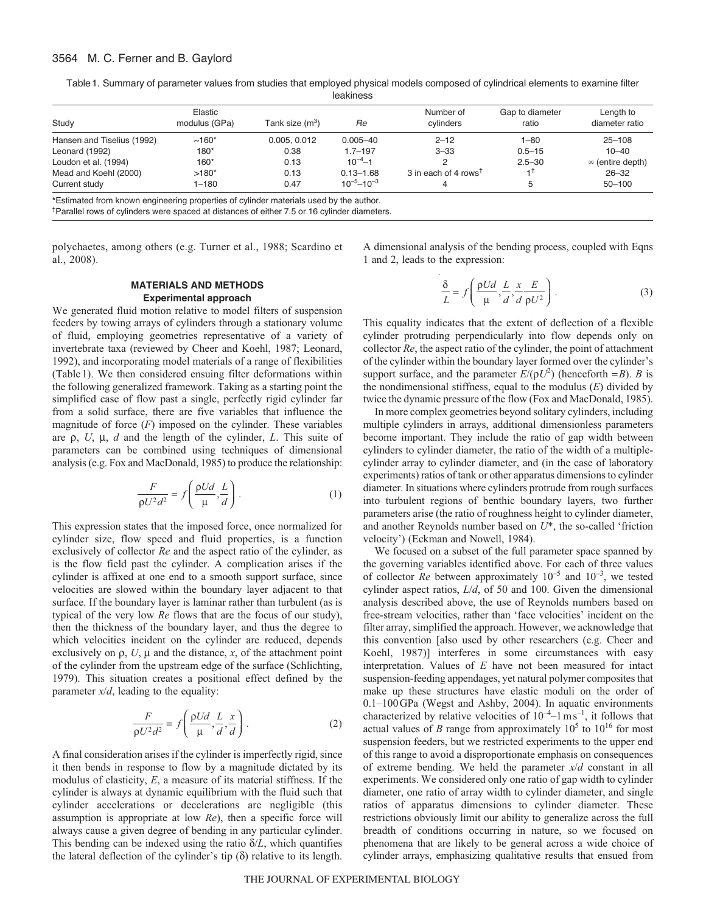Table 1. Summary of parameter values from studies that employed physical models composed of cylindrical elements to examine filter leakiness

| Study | Elastic modulus (GPa) | Tank size ($m^3$) | *Re* | Number of cylinders | Gap to diameter ratio | Length to diameter ratio |
|---|---|---|---|---|---|---|
| Hansen and Tiselius (1992) | ~160* | 0.005, 0.012 | 0.005–40 | 2–12 | 1–80 | 25–108 |
| Leonard (1992) | 180* | 0.38 | 1.7–197 | 3–33 | 0.5–15 | 10–40 |
| Loudon et al. (1994) | 160* | 0.13 | $10^{-4}$–1 | 2 | 2.5–30 | $\infty$ (entire depth) |
| Mead and Koehl (2000) | >180* | 0.13 | 0.13–1.68 | 3 in each of 4 rows[†] | 1[†] | 26–32 |
| Current study | 1–180 | 0.47 | $10^{-5}$–$10^{-3}$ | 4 | 5 | 50–100 |

*Estimated from known engineering properties of cylinder materials used by the author.

[†]Parallel rows of cylinders were spaced at distances of either 7.5 or 16 cylinder diameters.

polychaetes, among others (e.g. Turner et al., 1988; Scardino et al., 2008).

## MATERIALS AND METHODS

### Experimental approach

We generated fluid motion relative to model filters of suspension feeders by towing arrays of cylinders through a stationary volume of fluid, employing geometries representative of a variety of invertebrate taxa (reviewed by Cheer and Koehl, 1987; Leonard, 1992), and incorporating model materials of a range of flexibilities (Table 1). We then considered ensuing filter deformations within the following generalized framework. Taking as a starting point the simplified case of flow past a single, perfectly rigid cylinder far from a solid surface, there are five variables that influence the magnitude of force ($F$) imposed on the cylinder. These variables are $\rho$, $U$, $\mu$, $d$ and the length of the cylinder, $L$. This suite of parameters can be combined using techniques of dimensional analysis (e.g. Fox and MacDonald, 1985) to produce the relationship:

$$\frac{F}{\rho U^2 d^2} = f\left(\frac{\rho U d}{\mu}, \frac{L}{d}\right). \tag{1}$$

This expression states that the imposed force, once normalized for cylinder size, flow speed and fluid properties, is a function exclusively of collector *Re* and the aspect ratio of the cylinder, as is the flow field past the cylinder. A complication arises if the cylinder is affixed at one end to a smooth support surface, since velocities are slowed within the boundary layer adjacent to that surface. If the boundary layer is laminar rather than turbulent (as is typical of the very low *Re* flows that are the focus of our study), then the thickness of the boundary layer, and thus the degree to which velocities incident on the cylinder are reduced, depends exclusively on $\rho$, $U$, $\mu$ and the distance, $x$, of the attachment point of the cylinder from the upstream edge of the surface (Schlichting, 1979). This situation creates a positional effect defined by the parameter $x/d$, leading to the equality:

$$\frac{F}{\rho U^2 d^2} = f\left(\frac{\rho U d}{\mu}, \frac{L}{d}, \frac{x}{d}\right). \tag{2}$$

A final consideration arises if the cylinder is imperfectly rigid, since it then bends in response to flow by a magnitude dictated by its modulus of elasticity, $E$, a measure of its material stiffness. If the cylinder is always at dynamic equilibrium with the fluid such that cylinder accelerations or decelerations are negligible (this assumption is appropriate at low *Re*), then a specific force will always cause a given degree of bending in any particular cylinder. This bending can be indexed using the ratio $\delta/L$, which quantifies the lateral deflection of the cylinder's tip ($\delta$) relative to its length.

A dimensional analysis of the bending process, coupled with Eqns 1 and 2, leads to the expression:

$$\frac{\delta}{L} = f\left(\frac{\rho U d}{\mu}, \frac{L}{d}, \frac{x}{d} \frac{E}{\rho U^2}\right). \tag{3}$$

This equality indicates that the extent of deflection of a flexible cylinder protruding perpendicularly into flow depends only on collector *Re*, the aspect ratio of the cylinder, the point of attachment of the cylinder within the boundary layer formed over the cylinder's support surface, and the parameter $E/(\rho U^2)$ (henceforth $=B$). $B$ is the nondimensional stiffness, equal to the modulus ($E$) divided by twice the dynamic pressure of the flow (Fox and MacDonald, 1985).

In more complex geometries beyond solitary cylinders, including multiple cylinders in arrays, additional dimensionless parameters become important. They include the ratio of gap width between cylinders to cylinder diameter, the ratio of the width of a multiple-cylinder array to cylinder diameter, and (in the case of laboratory experiments) ratios of tank or other apparatus dimensions to cylinder diameter. In situations where cylinders protrude from rough surfaces into turbulent regions of benthic boundary layers, two further parameters arise (the ratio of roughness height to cylinder diameter, and another Reynolds number based on $U^*$, the so-called 'friction velocity') (Eckman and Nowell, 1984).

We focused on a subset of the full parameter space spanned by the governing variables identified above. For each of three values of collector *Re* between approximately $10^{-5}$ and $10^{-3}$, we tested cylinder aspect ratios, $L/d$, of 50 and 100. Given the dimensional analysis described above, the use of Reynolds numbers based on free-stream velocities, rather than 'face velocities' incident on the filter array, simplified the approach. However, we acknowledge that this convention [also used by other researchers (e.g. Cheer and Koehl, 1987)] interferes in some circumstances with easy interpretation. Values of $E$ have not been measured for intact suspension-feeding appendages, yet natural polymer composites that make up these structures have elastic moduli on the order of 0.1–100 GPa (Wegst and Ashby, 2004). In aquatic environments characterized by relative velocities of $10^{-4}$–$1\,\mathrm{m\,s^{-1}}$, it follows that actual values of $B$ range from approximately $10^5$ to $10^{16}$ for most suspension feeders, but we restricted experiments to the upper end of this range to avoid a disproportionate emphasis on consequences of extreme bending. We held the parameter $x/d$ constant in all experiments. We considered only one ratio of gap width to cylinder diameter, one ratio of array width to cylinder diameter, and single ratios of apparatus dimensions to cylinder diameter. These restrictions obviously limit our ability to generalize across the full breadth of conditions occurring in nature, so we focused on phenomena that are likely to be general across a wide choice of cylinder arrays, emphasizing qualitative results that ensued from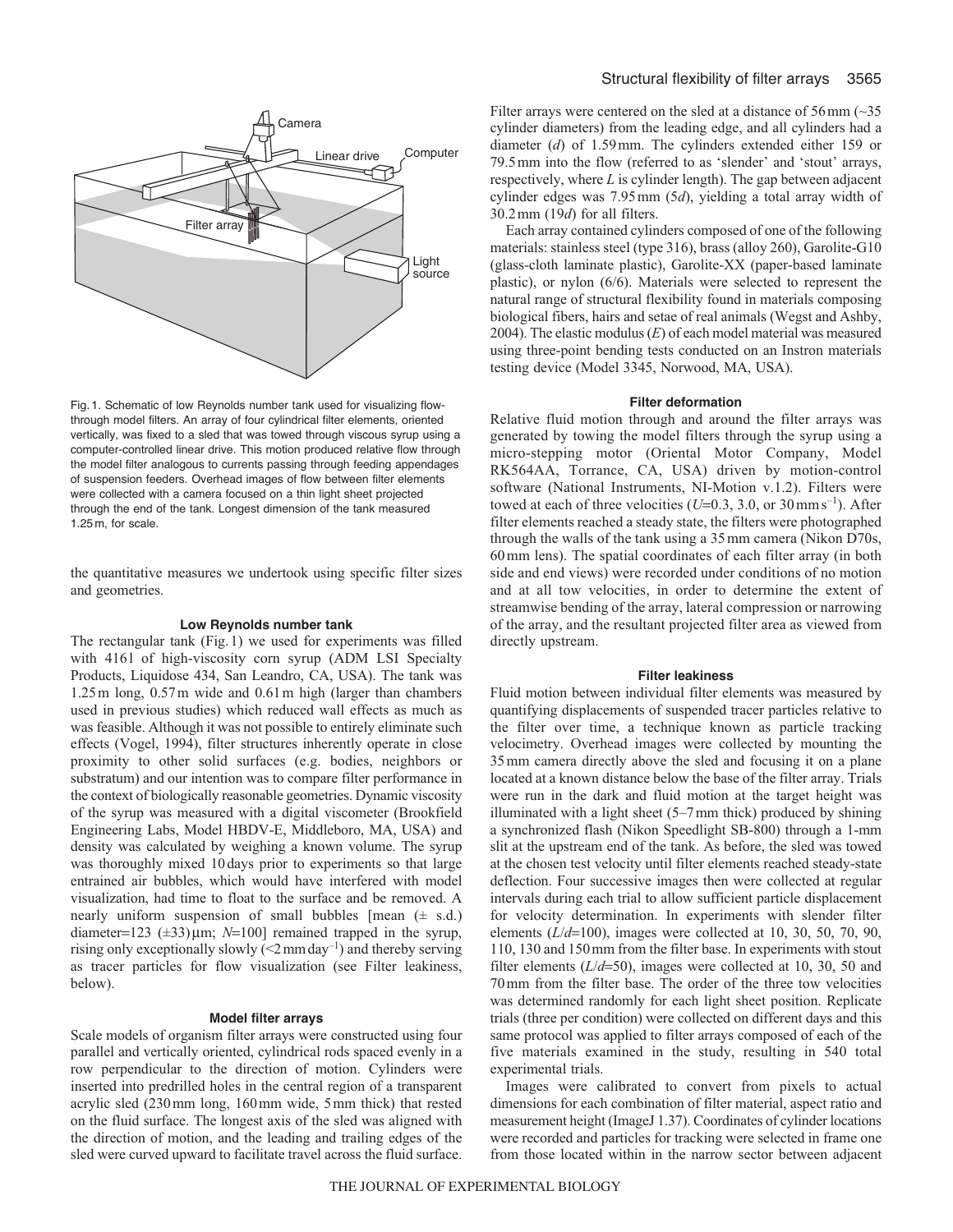Fig. 1. Schematic of low Reynolds number tank used for visualizing flow-through model filters. An array of four cylindrical filter elements, oriented vertically, was fixed to a sled that was towed through viscous syrup using a computer-controlled linear drive. This motion produced relative flow through the model filter analogous to currents passing through feeding appendages of suspension feeders. Overhead images of flow between filter elements were collected with a camera focused on a thin light sheet projected through the end of the tank. Longest dimension of the tank measured 1.25 m, for scale.

the quantitative measures we undertook using specific filter sizes and geometries.

### Low Reynolds number tank

The rectangular tank (Fig. 1) we used for experiments was filled with 416 l of high-viscosity corn syrup (ADM LSI Specialty Products, Liquidose 434, San Leandro, CA, USA). The tank was 1.25 m long, 0.57 m wide and 0.61 m high (larger than chambers used in previous studies) which reduced wall effects as much as was feasible. Although it was not possible to entirely eliminate such effects (Vogel, 1994), filter structures inherently operate in close proximity to other solid surfaces (e.g. bodies, neighbors or substratum) and our intention was to compare filter performance in the context of biologically reasonable geometries. Dynamic viscosity of the syrup was measured with a digital viscometer (Brookfield Engineering Labs, Model HBDV-E, Middleboro, MA, USA) and density was calculated by weighing a known volume. The syrup was thoroughly mixed 10 days prior to experiments so that large entrained air bubbles, which would have interfered with model visualization, had time to float to the surface and be removed. A nearly uniform suspension of small bubbles [mean ($\pm$ s.d.) diameter=123 ($\pm$33) μm; *N*=100] remained trapped in the syrup, rising only exceptionally slowly ($<$2 mm day$^{-1}$) and thereby serving as tracer particles for flow visualization (see Filter leakiness, below).

### Model filter arrays

Scale models of organism filter arrays were constructed using four parallel and vertically oriented, cylindrical rods spaced evenly in a row perpendicular to the direction of motion. Cylinders were inserted into predrilled holes in the central region of a transparent acrylic sled (230 mm long, 160 mm wide, 5 mm thick) that rested on the fluid surface. The longest axis of the sled was aligned with the direction of motion, and the leading and trailing edges of the sled were curved upward to facilitate travel across the fluid surface. Filter arrays were centered on the sled at a distance of 56 mm (~35 cylinder diameters) from the leading edge, and all cylinders had a diameter ($d$) of 1.59 mm. The cylinders extended either 159 or 79.5 mm into the flow (referred to as 'slender' and 'stout' arrays, respectively, where $L$ is cylinder length). The gap between adjacent cylinder edges was 7.95 mm (5$d$), yielding a total array width of 30.2 mm (19$d$) for all filters.

Each array contained cylinders composed of one of the following materials: stainless steel (type 316), brass (alloy 260), Garolite-G10 (glass-cloth laminate plastic), Garolite-XX (paper-based laminate plastic), or nylon (6/6). Materials were selected to represent the natural range of structural flexibility found in materials composing biological fibers, hairs and setae of real animals (Wegst and Ashby, 2004). The elastic modulus ($E$) of each model material was measured using three-point bending tests conducted on an Instron materials testing device (Model 3345, Norwood, MA, USA).

### Filter deformation

Relative fluid motion through and around the filter arrays was generated by towing the model filters through the syrup using a micro-stepping motor (Oriental Motor Company, Model RK564AA, Torrance, CA, USA) driven by motion-control software (National Instruments, NI-Motion v.1.2). Filters were towed at each of three velocities ($U$=0.3, 3.0, or 30 mm s$^{-1}$). After filter elements reached a steady state, the filters were photographed through the walls of the tank using a 35 mm camera (Nikon D70s, 60 mm lens). The spatial coordinates of each filter array (in both side and end views) were recorded under conditions of no motion and at all tow velocities, in order to determine the extent of streamwise bending of the array, lateral compression or narrowing of the array, and the resultant projected filter area as viewed from directly upstream.

### Filter leakiness

Fluid motion between individual filter elements was measured by quantifying displacements of suspended tracer particles relative to the filter over time, a technique known as particle tracking velocimetry. Overhead images were collected by mounting the 35 mm camera directly above the sled and focusing it on a plane located at a known distance below the base of the filter array. Trials were run in the dark and fluid motion at the target height was illuminated with a light sheet (5–7 mm thick) produced by shining a synchronized flash (Nikon Speedlight SB-800) through a 1-mm slit at the upstream end of the tank. As before, the sled was towed at the chosen test velocity until filter elements reached steady-state deflection. Four successive images then were collected at regular intervals during each trial to allow sufficient particle displacement for velocity determination. In experiments with slender filter elements ($L/d$=100), images were collected at 10, 30, 50, 70, 90, 110, 130 and 150 mm from the filter base. In experiments with stout filter elements ($L/d$=50), images were collected at 10, 30, 50 and 70 mm from the filter base. The order of the three tow velocities was determined randomly for each light sheet position. Replicate trials (three per condition) were collected on different days and this same protocol was applied to filter arrays composed of each of the five materials examined in the study, resulting in 540 total experimental trials.

Images were calibrated to convert from pixels to actual dimensions for each combination of filter material, aspect ratio and measurement height (ImageJ 1.37). Coordinates of cylinder locations were recorded and particles for tracking were selected in frame one from those located within in the narrow sector between adjacent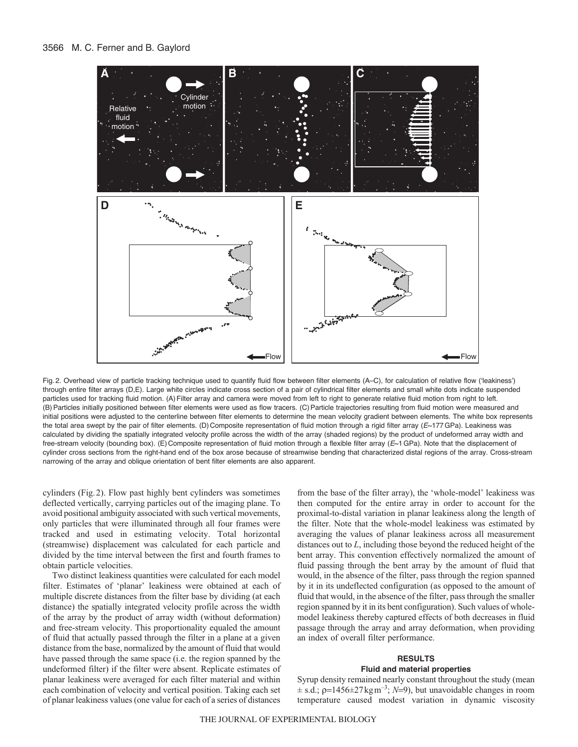Fig. 2. Overhead view of particle tracking technique used to quantify fluid flow between filter elements (A–C), for calculation of relative flow ('leakiness') through entire filter arrays (D,E). Large white circles indicate cross section of a pair of cylindrical filter elements and small white dots indicate suspended particles used for tracking fluid motion. (A) Filter array and camera were moved from left to right to generate relative fluid motion from right to left. (B) Particles initially positioned between filter elements were used as flow tracers. (C) Particle trajectories resulting from fluid motion were measured and initial positions were adjusted to the centerline between filter elements to determine the mean velocity gradient between elements. The white box represents the total area swept by the pair of filter elements. (D) Composite representation of fluid motion through a rigid filter array ($E$~177 GPa). Leakiness was calculated by dividing the spatially integrated velocity profile across the width of the array (shaded regions) by the product of undeformed array width and free-stream velocity (bounding box). (E) Composite representation of fluid motion through a flexible filter array ($E$~1 GPa). Note that the displacement of cylinder cross sections from the right-hand end of the box arose because of streamwise bending that characterized distal regions of the array. Cross-stream narrowing of the array and oblique orientation of bent filter elements are also apparent.

cylinders (Fig. 2). Flow past highly bent cylinders was sometimes deflected vertically, carrying particles out of the imaging plane. To avoid positional ambiguity associated with such vertical movements, only particles that were illuminated through all four frames were tracked and used in estimating velocity. Total horizontal (streamwise) displacement was calculated for each particle and divided by the time interval between the first and fourth frames to obtain particle velocities.

Two distinct leakiness quantities were calculated for each model filter. Estimates of 'planar' leakiness were obtained at each of multiple discrete distances from the filter base by dividing (at each distance) the spatially integrated velocity profile across the width of the array by the product of array width (without deformation) and free-stream velocity. This proportionality equaled the amount of fluid that actually passed through the filter in a plane at a given distance from the base, normalized by the amount of fluid that would have passed through the same space (i.e. the region spanned by the undeformed filter) if the filter were absent. Replicate estimates of planar leakiness were averaged for each filter material and within each combination of velocity and vertical position. Taking each set of planar leakiness values (one value for each of a series of distances from the base of the filter array), the 'whole-model' leakiness was then computed for the entire array in order to account for the proximal-to-distal variation in planar leakiness along the length of the filter. Note that the whole-model leakiness was estimated by averaging the values of planar leakiness across all measurement distances out to $L$, including those beyond the reduced height of the bent array. This convention effectively normalized the amount of fluid passing through the bent array by the amount of fluid that would, in the absence of the filter, pass through the region spanned by it in its undeflected configuration (as opposed to the amount of fluid that would, in the absence of the filter, pass through the smaller region spanned by it in its bent configuration). Such values of whole-model leakiness thereby captured effects of both decreases in fluid passage through the array and array deformation, when providing an index of overall filter performance.

## RESULTS

### Fluid and material properties

Syrup density remained nearly constant throughout the study (mean ± s.d.; $\rho$=1456±27 kg m$^{-3}$; $N$=9), but unavoidable changes in room temperature caused modest variation in dynamic viscosity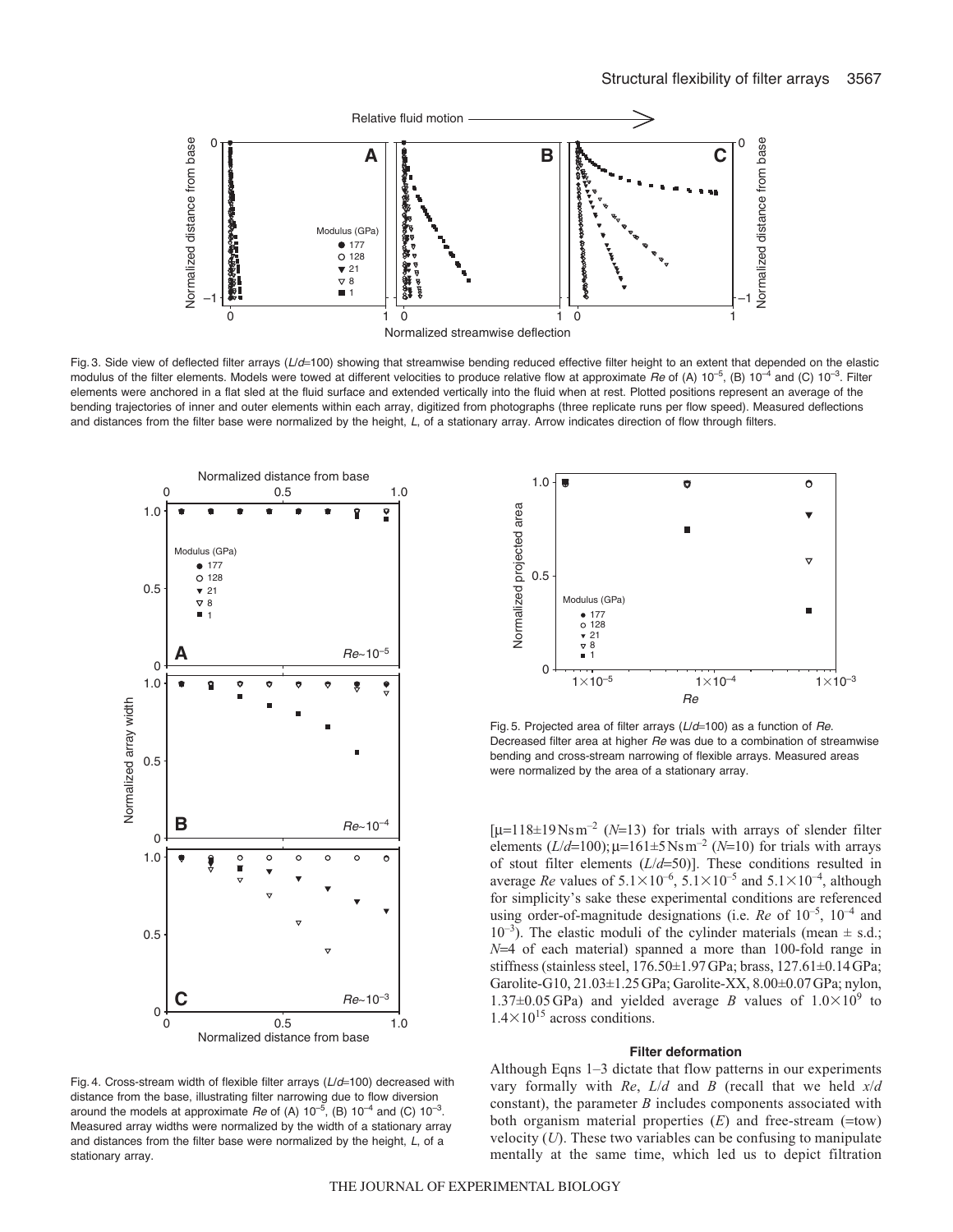Fig. 3. Side view of deflected filter arrays ($L/d$=100) showing that streamwise bending reduced effective filter height to an extent that depended on the elastic modulus of the filter elements. Models were towed at different velocities to produce relative flow at approximate $Re$ of (A) $10^{-5}$, (B) $10^{-4}$ and (C) $10^{-3}$. Filter elements were anchored in a flat sled at the fluid surface and extended vertically into the fluid when at rest. Plotted positions represent an average of the bending trajectories of inner and outer elements within each array, digitized from photographs (three replicate runs per flow speed). Measured deflections and distances from the filter base were normalized by the height, $L$, of a stationary array. Arrow indicates direction of flow through filters.

Fig. 4. Cross-stream width of flexible filter arrays ($L/d$=100) decreased with distance from the base, illustrating filter narrowing due to flow diversion around the models at approximate $Re$ of (A) $10^{-5}$, (B) $10^{-4}$ and (C) $10^{-3}$. Measured array widths were normalized by the width of a stationary array and distances from the filter base were normalized by the height, $L$, of a stationary array.

Fig. 5. Projected area of filter arrays ($L/d$=100) as a function of $Re$. Decreased filter area at higher $Re$ was due to a combination of streamwise bending and cross-stream narrowing of flexible arrays. Measured areas were normalized by the area of a stationary array.

[$\mu$=118±19 N s m$^{-2}$ ($N$=13) for trials with arrays of slender filter elements ($L/d$=100); $\mu$=161±5 N s m$^{-2}$ ($N$=10) for trials with arrays of stout filter elements ($L/d$=50)]. These conditions resulted in average $Re$ values of $5.1\times10^{-6}$, $5.1\times10^{-5}$ and $5.1\times10^{-4}$, although for simplicity's sake these experimental conditions are referenced using order-of-magnitude designations (i.e. $Re$ of $10^{-5}$, $10^{-4}$ and $10^{-3}$). The elastic moduli of the cylinder materials (mean ± s.d.; $N$=4 of each material) spanned a more than 100-fold range in stiffness (stainless steel, 176.50±1.97 GPa; brass, 127.61±0.14 GPa; Garolite-G10, 21.03±1.25 GPa; Garolite-XX, 8.00±0.07 GPa; nylon, 1.37±0.05 GPa) and yielded average $B$ values of $1.0\times10^{9}$ to $1.4\times10^{15}$ across conditions.

### Filter deformation

Although Eqns 1–3 dictate that flow patterns in our experiments vary formally with $Re$, $L/d$ and $B$ (recall that we held $x/d$ constant), the parameter $B$ includes components associated with both organism material properties ($E$) and free-stream (=tow) velocity ($U$). These two variables can be confusing to manipulate mentally at the same time, which led us to depict filtration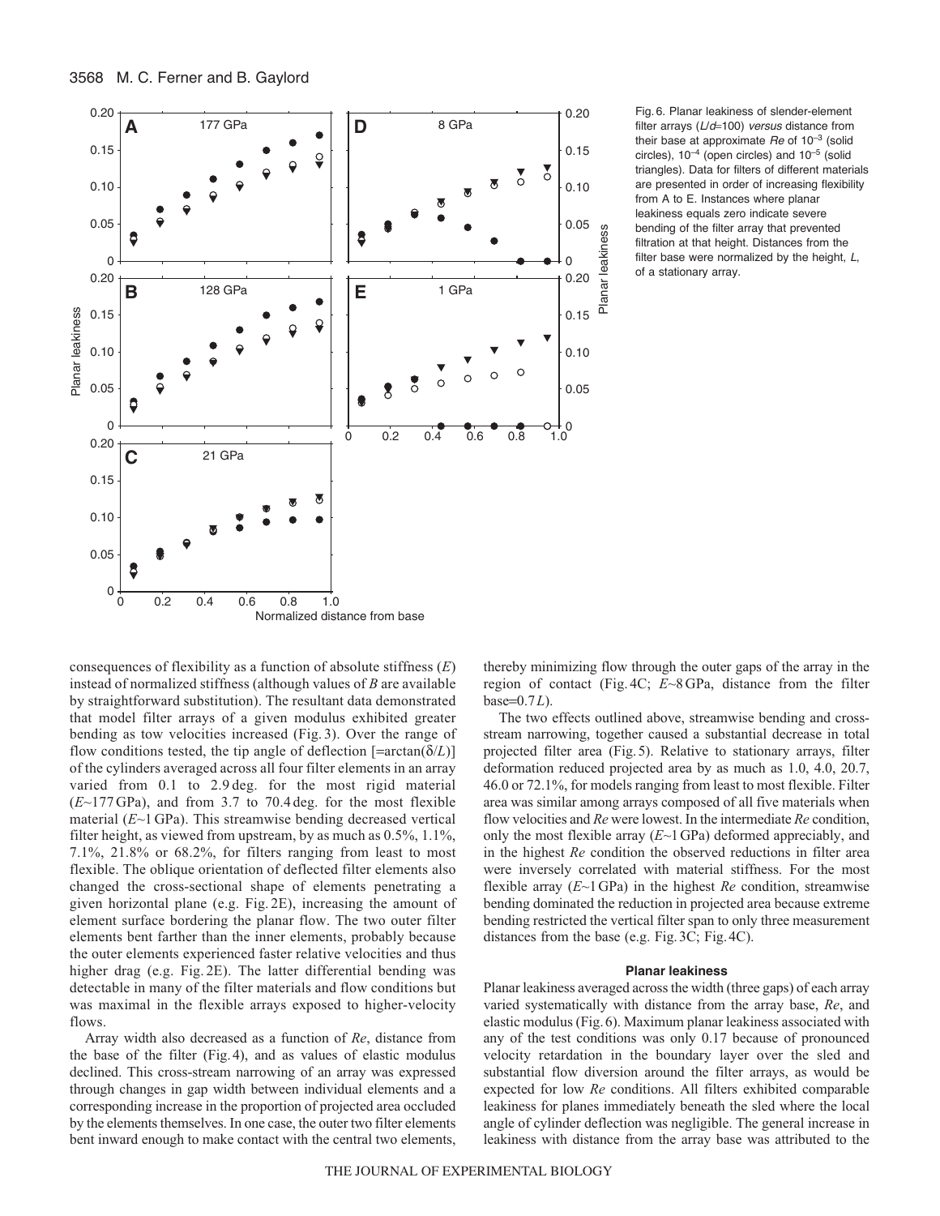Fig. 6. Planar leakiness of slender-element filter arrays ($L/d$=100) *versus* distance from their base at approximate $Re$ of $10^{-3}$ (solid circles), $10^{-4}$ (open circles) and $10^{-5}$ (solid triangles). Data for filters of different materials are presented in order of increasing flexibility from A to E. Instances where planar leakiness equals zero indicate severe bending of the filter array that prevented filtration at that height. Distances from the filter base were normalized by the height, $L$, of a stationary array.

consequences of flexibility as a function of absolute stiffness ($E$) instead of normalized stiffness (although values of $B$ are available by straightforward substitution). The resultant data demonstrated that model filter arrays of a given modulus exhibited greater bending as tow velocities increased (Fig. 3). Over the range of flow conditions tested, the tip angle of deflection [=arctan($\delta/L$)] of the cylinders averaged across all four filter elements in an array varied from 0.1 to 2.9 deg. for the most rigid material ($E$~177 GPa), and from 3.7 to 70.4 deg. for the most flexible material ($E$~1 GPa). This streamwise bending decreased vertical filter height, as viewed from upstream, by as much as 0.5%, 1.1%, 7.1%, 21.8% or 68.2%, for filters ranging from least to most flexible. The oblique orientation of deflected filter elements also changed the cross-sectional shape of elements penetrating a given horizontal plane (e.g. Fig. 2E), increasing the amount of element surface bordering the planar flow. The two outer filter elements bent farther than the inner elements, probably because the outer elements experienced faster relative velocities and thus higher drag (e.g. Fig. 2E). The latter differential bending was detectable in many of the filter materials and flow conditions but was maximal in the flexible arrays exposed to higher-velocity flows.

Array width also decreased as a function of $Re$, distance from the base of the filter (Fig. 4), and as values of elastic modulus declined. This cross-stream narrowing of an array was expressed through changes in gap width between individual elements and a corresponding increase in the proportion of projected area occluded by the elements themselves. In one case, the outer two filter elements bent inward enough to make contact with the central two elements, thereby minimizing flow through the outer gaps of the array in the region of contact (Fig. 4C; $E$~8 GPa, distance from the filter base=0.7$L$).

The two effects outlined above, streamwise bending and cross-stream narrowing, together caused a substantial decrease in total projected filter area (Fig. 5). Relative to stationary arrays, filter deformation reduced projected area by as much as 1.0, 4.0, 20.7, 46.0 or 72.1%, for models ranging from least to most flexible. Filter area was similar among arrays composed of all five materials when flow velocities and $Re$ were lowest. In the intermediate $Re$ condition, only the most flexible array ($E$~1 GPa) deformed appreciably, and in the highest $Re$ condition the observed reductions in filter area were inversely correlated with material stiffness. For the most flexible array ($E$~1 GPa) in the highest $Re$ condition, streamwise bending dominated the reduction in projected area because extreme bending restricted the vertical filter span to only three measurement distances from the base (e.g. Fig. 3C; Fig. 4C).

### Planar leakiness

Planar leakiness averaged across the width (three gaps) of each array varied systematically with distance from the array base, $Re$, and elastic modulus (Fig. 6). Maximum planar leakiness associated with any of the test conditions was only 0.17 because of pronounced velocity retardation in the boundary layer over the sled and substantial flow diversion around the filter arrays, as would be expected for low $Re$ conditions. All filters exhibited comparable leakiness for planes immediately beneath the sled where the local angle of cylinder deflection was negligible. The general increase in leakiness with distance from the array base was attributed to the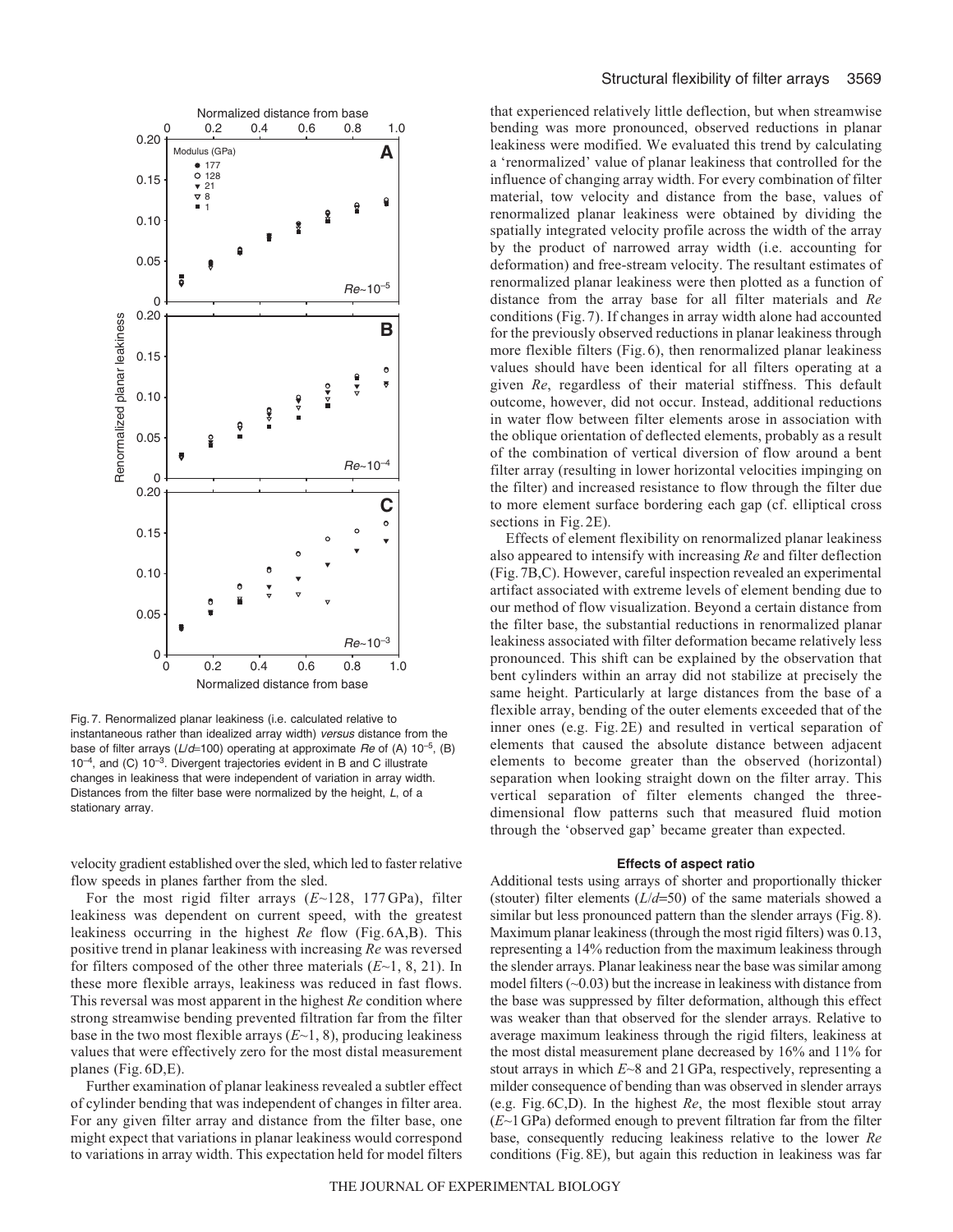Normalized distance from base

0 0.2 0.4 0.6 0.8 1.0

Modulus (GPa)

177
128
21
8
1

A

$Re$~$10^{-5}$

B

$Re$~$10^{-4}$

C

$Re$~$10^{-3}$

Renormalized planar leakiness

0 0.05 0.10 0.15 0.20

0 0.2 0.4 0.6 0.8 1.0

Normalized distance from base

Fig. 7. Renormalized planar leakiness (i.e. calculated relative to instantaneous rather than idealized array width) *versus* distance from the base of filter arrays ($L/d$=100) operating at approximate $Re$ of (A) $10^{-5}$, (B) $10^{-4}$, and (C) $10^{-3}$. Divergent trajectories evident in B and C illustrate changes in leakiness that were independent of variation in array width. Distances from the filter base were normalized by the height, $L$, of a stationary array.

velocity gradient established over the sled, which led to faster relative flow speeds in planes farther from the sled.

For the most rigid filter arrays ($E$~128, 177 GPa), filter leakiness was dependent on current speed, with the greatest leakiness occurring in the highest $Re$ flow (Fig. 6A,B). This positive trend in planar leakiness with increasing $Re$ was reversed for filters composed of the other three materials ($E$~1, 8, 21). In these more flexible arrays, leakiness was reduced in fast flows. This reversal was most apparent in the highest $Re$ condition where strong streamwise bending prevented filtration far from the filter base in the two most flexible arrays ($E$~1, 8), producing leakiness values that were effectively zero for the most distal measurement planes (Fig. 6D,E).

Further examination of planar leakiness revealed a subtler effect of cylinder bending that was independent of changes in filter area. For any given filter array and distance from the filter base, one might expect that variations in planar leakiness would correspond to variations in array width. This expectation held for model filters that experienced relatively little deflection, but when streamwise bending was more pronounced, observed reductions in planar leakiness were modified. We evaluated this trend by calculating a 'renormalized' value of planar leakiness that controlled for the influence of changing array width. For every combination of filter material, tow velocity and distance from the base, values of renormalized planar leakiness were obtained by dividing the spatially integrated velocity profile across the width of the array by the product of narrowed array width (i.e. accounting for deformation) and free-stream velocity. The resultant estimates of renormalized planar leakiness were then plotted as a function of distance from the array base for all filter materials and $Re$ conditions (Fig. 7). If changes in array width alone had accounted for the previously observed reductions in planar leakiness through more flexible filters (Fig. 6), then renormalized planar leakiness values should have been identical for all filters operating at a given $Re$, regardless of their material stiffness. This default outcome, however, did not occur. Instead, additional reductions in water flow between filter elements arose in association with the oblique orientation of deflected elements, probably as a result of the combination of vertical diversion of flow around a bent filter array (resulting in lower horizontal velocities impinging on the filter) and increased resistance to flow through the filter due to more element surface bordering each gap (cf. elliptical cross sections in Fig. 2E).

Effects of element flexibility on renormalized planar leakiness also appeared to intensify with increasing $Re$ and filter deflection (Fig. 7B,C). However, careful inspection revealed an experimental artifact associated with extreme levels of element bending due to our method of flow visualization. Beyond a certain distance from the filter base, the substantial reductions in renormalized planar leakiness associated with filter deformation became relatively less pronounced. This shift can be explained by the observation that bent cylinders within an array did not stabilize at precisely the same height. Particularly at large distances from the base of a flexible array, bending of the outer elements exceeded that of the inner ones (e.g. Fig. 2E) and resulted in vertical separation of elements that caused the absolute distance between adjacent elements to become greater than the observed (horizontal) separation when looking straight down on the filter array. This vertical separation of filter elements changed the three-dimensional flow patterns such that measured fluid motion through the 'observed gap' became greater than expected.

### Effects of aspect ratio

Additional tests using arrays of shorter and proportionally thicker (stouter) filter elements ($L/d$=50) of the same materials showed a similar but less pronounced pattern than the slender arrays (Fig. 8). Maximum planar leakiness (through the most rigid filters) was 0.13, representing a 14% reduction from the maximum leakiness through the slender arrays. Planar leakiness near the base was similar among model filters (~0.03) but the increase in leakiness with distance from the base was suppressed by filter deformation, although this effect was weaker than that observed for the slender arrays. Relative to average maximum leakiness through the rigid filters, leakiness at the most distal measurement plane decreased by 16% and 11% for stout arrays in which $E$~8 and 21 GPa, respectively, representing a milder consequence of bending than was observed in slender arrays (e.g. Fig. 6C,D). In the highest $Re$, the most flexible stout array ($E$~1 GPa) deformed enough to prevent filtration far from the filter base, consequently reducing leakiness relative to the lower $Re$ conditions (Fig. 8E), but again this reduction in leakiness was far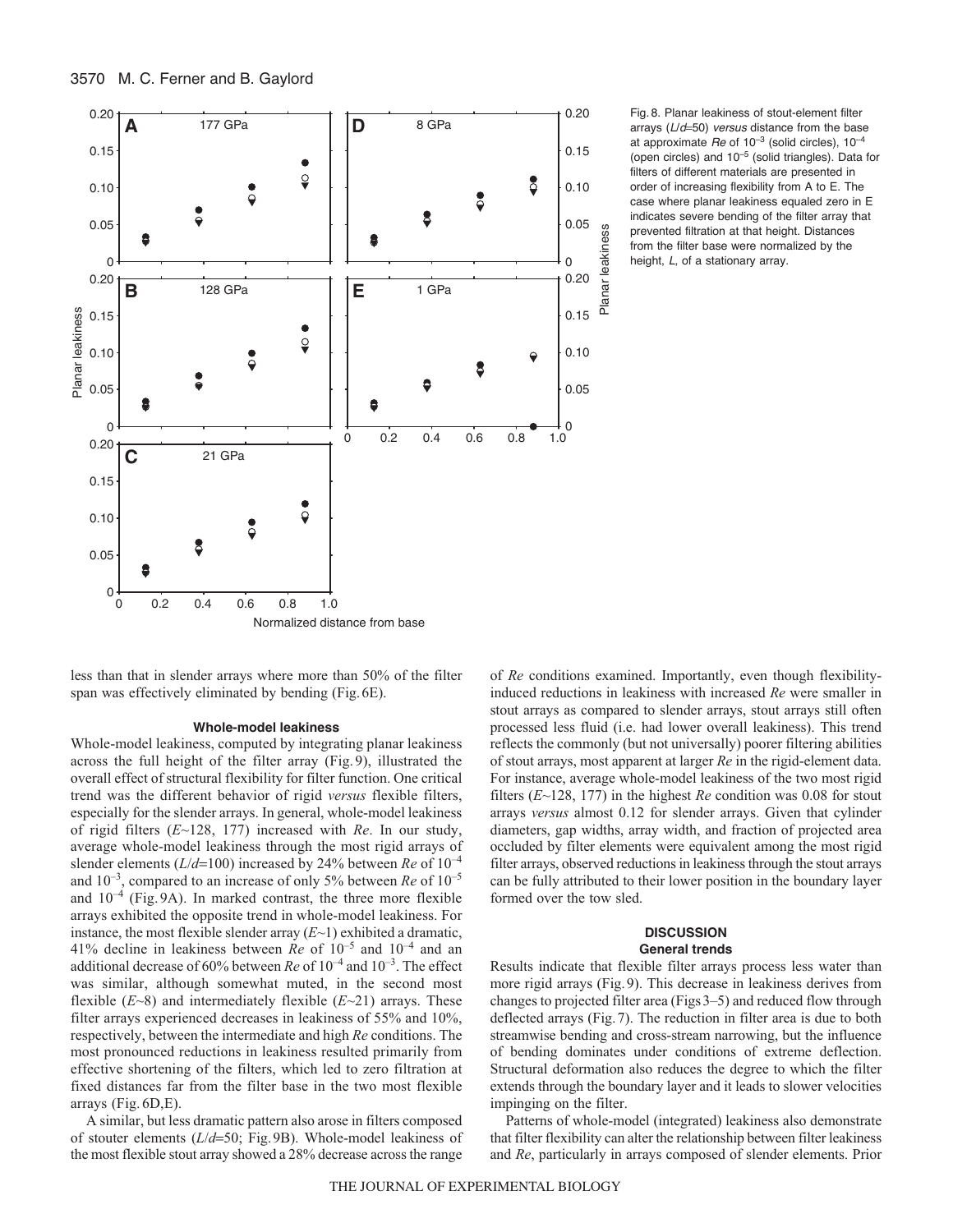Fig. 8. Planar leakiness of stout-element filter arrays ($L/d$=50) *versus* distance from the base at approximate $Re$ of $10^{-3}$ (solid circles), $10^{-4}$ (open circles) and $10^{-5}$ (solid triangles). Data for filters of different materials are presented in order of increasing flexibility from A to E. The case where planar leakiness equaled zero in E indicates severe bending of the filter array that prevented filtration at that height. Distances from the filter base were normalized by the height, $L$, of a stationary array.

less than that in slender arrays where more than 50% of the filter span was effectively eliminated by bending (Fig. 6E).

### Whole-model leakiness

Whole-model leakiness, computed by integrating planar leakiness across the full height of the filter array (Fig. 9), illustrated the overall effect of structural flexibility for filter function. One critical trend was the different behavior of rigid *versus* flexible filters, especially for the slender arrays. In general, whole-model leakiness of rigid filters ($E$~128, 177) increased with $Re$. In our study, average whole-model leakiness through the most rigid arrays of slender elements ($L/d$=100) increased by 24% between $Re$ of $10^{-4}$ and $10^{-3}$, compared to an increase of only 5% between $Re$ of $10^{-5}$ and $10^{-4}$ (Fig. 9A). In marked contrast, the three more flexible arrays exhibited the opposite trend in whole-model leakiness. For instance, the most flexible slender array ($E$~1) exhibited a dramatic, 41% decline in leakiness between $Re$ of $10^{-5}$ and $10^{-4}$ and an additional decrease of 60% between $Re$ of $10^{-4}$ and $10^{-3}$. The effect was similar, although somewhat muted, in the second most flexible ($E$~8) and intermediately flexible ($E$~21) arrays. These filter arrays experienced decreases in leakiness of 55% and 10%, respectively, between the intermediate and high $Re$ conditions. The most pronounced reductions in leakiness resulted primarily from effective shortening of the filters, which led to zero filtration at fixed distances far from the filter base in the two most flexible arrays (Fig. 6D,E).

A similar, but less dramatic pattern also arose in filters composed of stouter elements ($L/d$=50; Fig. 9B). Whole-model leakiness of the most flexible stout array showed a 28% decrease across the range of $Re$ conditions examined. Importantly, even though flexibility-induced reductions in leakiness with increased $Re$ were smaller in stout arrays as compared to slender arrays, stout arrays still often processed less fluid (i.e. had lower overall leakiness). This trend reflects the commonly (but not universally) poorer filtering abilities of stout arrays, most apparent at larger $Re$ in the rigid-element data. For instance, average whole-model leakiness of the two most rigid filters ($E$~128, 177) in the highest $Re$ condition was 0.08 for stout arrays *versus* almost 0.12 for slender arrays. Given that cylinder diameters, gap widths, array width, and fraction of projected area occluded by filter elements were equivalent among the most rigid filter arrays, observed reductions in leakiness through the stout arrays can be fully attributed to their lower position in the boundary layer formed over the tow sled.

## DISCUSSION

### General trends

Results indicate that flexible filter arrays process less water than more rigid arrays (Fig. 9). This decrease in leakiness derives from changes to projected filter area (Figs 3–5) and reduced flow through deflected arrays (Fig. 7). The reduction in filter area is due to both streamwise bending and cross-stream narrowing, but the influence of bending dominates under conditions of extreme deflection. Structural deformation also reduces the degree to which the filter extends through the boundary layer and it leads to slower velocities impinging on the filter.

Patterns of whole-model (integrated) leakiness also demonstrate that filter flexibility can alter the relationship between filter leakiness and $Re$, particularly in arrays composed of slender elements. Prior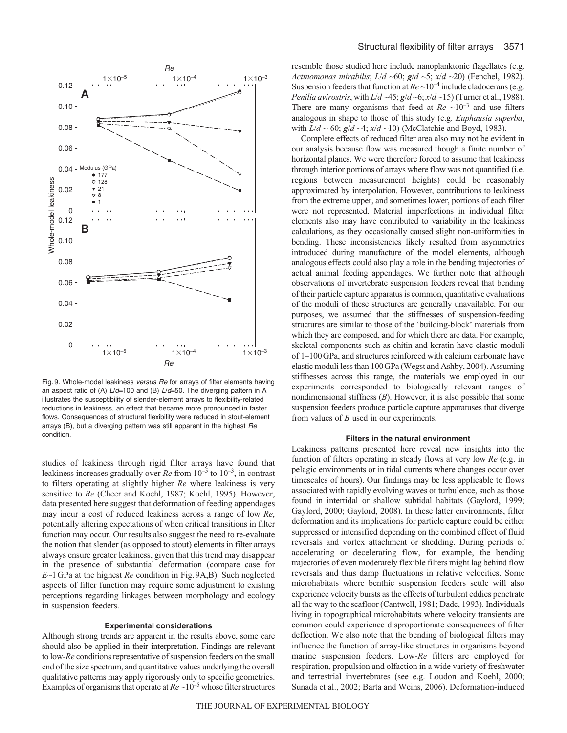Re

1×10⁻⁵ 1×10⁻⁴ 1×10⁻³

A

0.12
0.10
0.08
0.06
0.04
0.02
0

Modulus (GPa)
177
128
21
8
1

Whole-model leakiness

B

0.12
0.10
0.08
0.06
0.04
0.02
0

1×10⁻⁵ 1×10⁻⁴ 1×10⁻³

Re

Fig. 9. Whole-model leakiness *versus Re* for arrays of filter elements having an aspect ratio of (A) $L/d$=100 and (B) $L/d$=50. The diverging pattern in A illustrates the susceptibility of slender-element arrays to flexibility-related reductions in leakiness, an effect that became more pronounced in faster flows. Consequences of structural flexibility were reduced in stout-element arrays (B), but a diverging pattern was still apparent in the highest *Re* condition.

studies of leakiness through rigid filter arrays have found that leakiness increases gradually over *Re* from $10^{-5}$ to $10^{-3}$, in contrast to filters operating at slightly higher *Re* where leakiness is very sensitive to *Re* (Cheer and Koehl, 1987; Koehl, 1995). However, data presented here suggest that deformation of feeding appendages may incur a cost of reduced leakiness across a range of low *Re*, potentially altering expectations of when critical transitions in filter function may occur. Our results also suggest the need to re-evaluate the notion that slender (as opposed to stout) elements in filter arrays always ensure greater leakiness, given that this trend may disappear in the presence of substantial deformation (compare case for $E$~1 GPa at the highest *Re* condition in Fig. 9A,B). Such neglected aspects of filter function may require some adjustment to existing perceptions regarding linkages between morphology and ecology in suspension feeders.

### Experimental considerations

Although strong trends are apparent in the results above, some care should also be applied in their interpretation. Findings are relevant to low-*Re* conditions representative of suspension feeders on the small end of the size spectrum, and quantitative values underlying the overall qualitative patterns may apply rigorously only to specific geometries. Examples of organisms that operate at $Re$~$10^{-5}$ whose filter structures resemble those studied here include nanoplanktonic flagellates (e.g. *Actinomonas mirabilis*; $L/d$ ~60; $\boldsymbol{g}/d$ ~5; $x/d$ ~20) (Fenchel, 1982). Suspension feeders that function at $Re$~$10^{-4}$ include cladocerans (e.g. *Penilia avirostris*, with $L/d$ ~45; $\boldsymbol{g}/d$ ~6; $x/d$ ~15) (Turner et al., 1988). There are many organisms that feed at $Re$ ~$10^{-3}$ and use filters analogous in shape to those of this study (e.g. *Euphausia superba*, with $L/d$ ~ 60; $\boldsymbol{g}/d$ ~4; $x/d$ ~10) (McClatchie and Boyd, 1983).

Complete effects of reduced filter area also may not be evident in our analysis because flow was measured though a finite number of horizontal planes. We were therefore forced to assume that leakiness through interior portions of arrays where flow was not quantified (i.e. regions between measurement heights) could be reasonably approximated by interpolation. However, contributions to leakiness from the extreme upper, and sometimes lower, portions of each filter were not represented. Material imperfections in individual filter elements also may have contributed to variability in the leakiness calculations, as they occasionally caused slight non-uniformities in bending. These inconsistencies likely resulted from asymmetries introduced during manufacture of the model elements, although analogous effects could also play a role in the bending trajectories of actual animal feeding appendages. We further note that although observations of invertebrate suspension feeders reveal that bending of their particle capture apparatus is common, quantitative evaluations of the moduli of these structures are generally unavailable. For our purposes, we assumed that the stiffnesses of suspension-feeding structures are similar to those of the 'building-block' materials from which they are composed, and for which there are data. For example, skeletal components such as chitin and keratin have elastic moduli of 1–100 GPa, and structures reinforced with calcium carbonate have elastic moduli less than 100 GPa (Wegst and Ashby, 2004). Assuming stiffnesses across this range, the materials we employed in our experiments corresponded to biologically relevant ranges of nondimensional stiffness ($B$). However, it is also possible that some suspension feeders produce particle capture apparatuses that diverge from values of $B$ used in our experiments.

### Filters in the natural environment

Leakiness patterns presented here reveal new insights into the function of filters operating in steady flows at very low *Re* (e.g. in pelagic environments or in tidal currents where changes occur over timescales of hours). Our findings may be less applicable to flows associated with rapidly evolving waves or turbulence, such as those found in intertidal or shallow subtidal habitats (Gaylord, 1999; Gaylord, 2000; Gaylord, 2008). In these latter environments, filter deformation and its implications for particle capture could be either suppressed or intensified depending on the combined effect of fluid reversals and vortex attachment or shedding. During periods of accelerating or decelerating flow, for example, the bending trajectories of even moderately flexible filters might lag behind flow reversals and thus damp fluctuations in relative velocities. Some microhabitats where benthic suspension feeders settle will also experience velocity bursts as the effects of turbulent eddies penetrate all the way to the seafloor (Cantwell, 1981; Dade, 1993). Individuals living in topographical microhabitats where velocity transients are common could experience disproportionate consequences of filter deflection. We also note that the bending of biological filters may influence the function of array-like structures in organisms beyond marine suspension feeders. Low-*Re* filters are employed for respiration, propulsion and olfaction in a wide variety of freshwater and terrestrial invertebrates (see e.g. Loudon and Koehl, 2000; Sunada et al., 2002; Barta and Weihs, 2006). Deformation-induced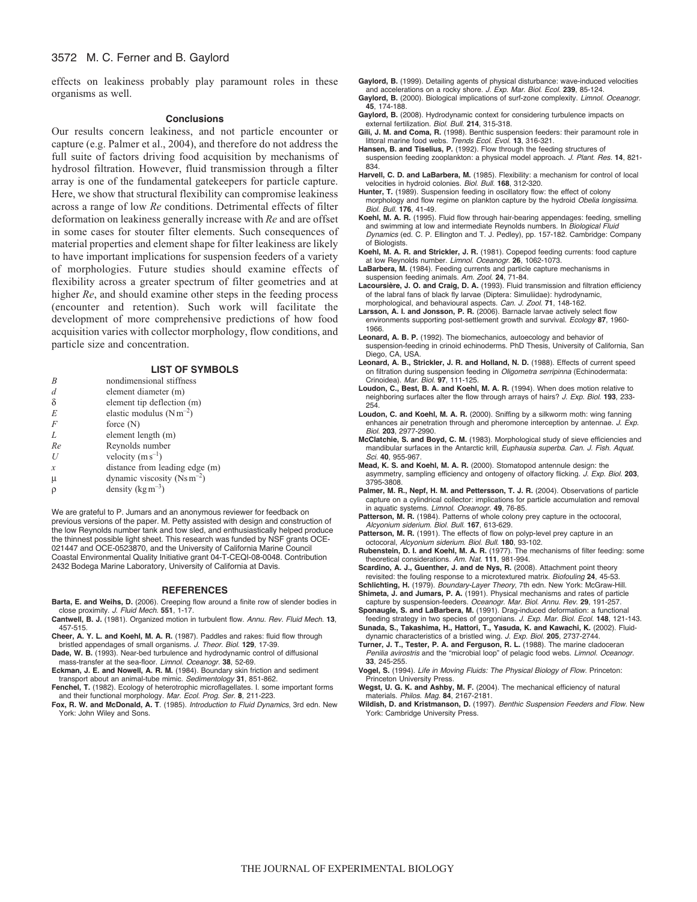effects on leakiness probably play paramount roles in these organisms as well.

## Conclusions

Our results concern leakiness, and not particle encounter or capture (e.g. Palmer et al., 2004), and therefore do not address the full suite of factors driving food acquisition by mechanisms of hydrosol filtration. However, fluid transmission through a filter array is one of the fundamental gatekeepers for particle capture. Here, we show that structural flexibility can compromise leakiness across a range of low *Re* conditions. Detrimental effects of filter deformation on leakiness generally increase with *Re* and are offset in some cases for stouter filter elements. Such consequences of material properties and element shape for filter leakiness are likely to have important implications for suspension feeders of a variety of morphologies. Future studies should examine effects of flexibility across a greater spectrum of filter geometries and at higher *Re*, and should examine other steps in the feeding process (encounter and retention). Such work will facilitate the development of more comprehensive predictions of how food acquisition varies with collector morphology, flow conditions, and particle size and concentration.

## LIST OF SYMBOLS

| | |
|---|---|
| $B$ | nondimensional stiffness |
| $d$ | element diameter (m) |
| $\delta$ | element tip deflection (m) |
| $E$ | elastic modulus ($\mathrm{N\,m^{-2}}$) |
| $F$ | force (N) |
| $L$ | element length (m) |
| $Re$ | Reynolds number |
| $U$ | velocity ($\mathrm{m\,s^{-1}}$) |
| $x$ | distance from leading edge (m) |
| $\mu$ | dynamic viscosity ($\mathrm{N\,s\,m^{-2}}$) |
| $\rho$ | density ($\mathrm{kg\,m^{-3}}$) |

We are grateful to P. Jumars and an anonymous reviewer for feedback on previous versions of the paper. M. Petty assisted with design and construction of the low Reynolds number tank and tow sled, and enthusiastically helped produce the thinnest possible light sheet. This research was funded by NSF grants OCE-021447 and OCE-0523870, and the University of California Marine Council Coastal Environmental Quality Initiative grant 04-T-CEQI-08-0048. Contribution 2432 Bodega Marine Laboratory, University of California at Davis.

## REFERENCES

**Barta, E. and Weihs, D.** (2006). Creeping flow around a finite row of slender bodies in close proximity. *J. Fluid Mech.* **551**, 1-17.

**Cantwell, B. J.** (1981). Organized motion in turbulent flow. *Annu. Rev. Fluid Mech.* **13**, 457-515.

**Cheer, A. Y. L. and Koehl, M. A. R.** (1987). Paddles and rakes: fluid flow through bristled appendages of small organisms. *J. Theor. Biol.* **129**, 17-39.

**Dade, W. B.** (1993). Near-bed turbulence and hydrodynamic control of diffusional mass-transfer at the sea-floor. *Limnol. Oceanogr.* **38**, 52-69.

**Eckman, J. E. and Nowell, A. R. M.** (1984). Boundary skin friction and sediment transport about an animal-tube mimic. *Sedimentology* **31**, 851-862.

**Fenchel, T.** (1982). Ecology of heterotrophic microflagellates. I. some important forms and their functional morphology. *Mar. Ecol. Prog. Ser.* **8**, 211-223.

**Fox, R. W. and McDonald, A. T.** (1985). *Introduction to Fluid Dynamics*, 3rd edn. New York: John Wiley and Sons.

**Gaylord, B.** (1999). Detailing agents of physical disturbance: wave-induced velocities and accelerations on a rocky shore. *J. Exp. Mar. Biol. Ecol.* **239**, 85-124.

**Gaylord, B.** (2000). Biological implications of surf-zone complexity. *Limnol. Oceanogr.* **45**, 174-188.

**Gaylord, B.** (2008). Hydrodynamic context for considering turbulence impacts on external fertilization. *Biol. Bull.* **214**, 315-318.

**Gili, J. M. and Coma, R.** (1998). Benthic suspension feeders: their paramount role in littoral marine food webs. *Trends Ecol. Evol.* **13**, 316-321.

**Hansen, B. and Tiselius, P.** (1992). Flow through the feeding structures of suspension feeding zooplankton: a physical model approach. *J. Plant. Res.* **14**, 821-834.

**Harvell, C. D. and LaBarbera, M.** (1985). Flexibility: a mechanism for control of local velocities in hydroid colonies. *Biol. Bull.* **168**, 312-320.

**Hunter, T.** (1989). Suspension feeding in oscillatory flow: the effect of colony morphology and flow regime on plankton capture by the hydroid *Obelia longissima*. *Biol. Bull.* **176**, 41-49.

**Koehl, M. A. R.** (1995). Fluid flow through hair-bearing appendages: feeding, smelling and swimming at low and intermediate Reynolds numbers. In *Biological Fluid Dynamics* (ed. C. P. Ellington and T. J. Pedley), pp. 157-182. Cambridge: Company of Biologists.

**Koehl, M. A. R. and Strickler, J. R.** (1981). Copepod feeding currents: food capture at low Reynolds number. *Limnol. Oceanogr.* **26**, 1062-1073.

**LaBarbera, M.** (1984). Feeding currents and particle capture mechanisms in suspension feeding animals. *Am. Zool.* **24**, 71-84.

**Lacoursière, J. O. and Craig, D. A.** (1993). Fluid transmission and filtration efficiency of the labral fans of black fly larvae (Diptera: Simuliidae): hydrodynamic, morphological, and behavioural aspects. *Can. J. Zool.* **71**, 148-162.

**Larsson, A. I. and Jonsson, P. R.** (2006). Barnacle larvae actively select flow environments supporting post-settlement growth and survival. *Ecology* **87**, 1960-1966.

**Leonard, A. B. P.** (1992). The biomechanics, autoecology and behavior of suspension-feeding in crinoid echinoderms. PhD Thesis, University of California, San Diego, CA, USA.

**Leonard, A. B., Strickler, J. R. and Holland, N. D.** (1988). Effects of current speed on filtration during suspension feeding in *Oligometra serripinna* (Echinodermata: Crinoidea). *Mar. Biol.* **97**, 111-125.

**Loudon, C., Best, B. A. and Koehl, M. A. R.** (1994). When does motion relative to neighboring surfaces alter the flow through arrays of hairs? *J. Exp. Biol.* **193**, 233-254.

**Loudon, C. and Koehl, M. A. R.** (2000). Sniffing by a silkworm moth: wing fanning enhances air penetration through and pheromone interception by antennae. *J. Exp. Biol.* **203**, 2977-2990.

**McClatchie, S. and Boyd, C. M.** (1983). Morphological study of sieve efficiencies and mandibular surfaces in the Antarctic krill, *Euphausia superba*. *Can. J. Fish. Aquat. Sci.* **40**, 955-967.

**Mead, K. S. and Koehl, M. A. R.** (2000). Stomatopod antennule design: the asymmetry, sampling efficiency and ontogeny of olfactory flicking. *J. Exp. Biol.* **203**, 3795-3808.

**Palmer, M. R., Nepf, H. M. and Pettersson, T. J. R.** (2004). Observations of particle capture on a cylindrical collector: implications for particle accumulation and removal in aquatic systems. *Limnol. Oceanogr.* **49**, 76-85.

**Patterson, M. R.** (1984). Patterns of whole colony prey capture in the octocoral, *Alcyonium siderium*. *Biol. Bull.* **167**, 613-629.

**Patterson, M. R.** (1991). The effects of flow on polyp-level prey capture in an octocoral, *Alcyonium siderium*. *Biol. Bull.* **180**, 93-102.

**Rubenstein, D. I. and Koehl, M. A. R.** (1977). The mechanisms of filter feeding: some theoretical considerations. *Am. Nat.* **111**, 981-994.

**Scardino, A. J., Guenther, J. and de Nys, R.** (2008). Attachment point theory revisited: the fouling response to a microtextured matrix. *Biofouling* **24**, 45-53.

**Schlichting, H.** (1979). *Boundary-Layer Theory*, 7th edn. New York: McGraw-Hill.

**Shimeta, J. and Jumars, P. A.** (1991). Physical mechanisms and rates of particle capture by suspension-feeders. *Oceanogr. Mar. Biol. Annu. Rev.* **29**, 191-257.

**Sponaugle, S. and LaBarbera, M.** (1991). Drag-induced deformation: a functional feeding strategy in two species of gorgonians. *J. Exp. Mar. Biol. Ecol.* **148**, 121-143.

**Sunada, S., Takashima, H., Hattori, T., Yasuda, K. and Kawachi, K.** (2002). Fluid-dynamic characteristics of a bristled wing. *J. Exp. Biol.* **205**, 2737-2744.

**Turner, J. T., Tester, P. A. and Ferguson, R. L.** (1988). The marine cladoceran *Penilia avirostris* and the "microbial loop" of pelagic food webs. *Limnol. Oceanogr.* **33**, 245-255.

**Vogel, S.** (1994). *Life in Moving Fluids: The Physical Biology of Flow*. Princeton: Princeton University Press.

**Wegst, U. G. K. and Ashby, M. F.** (2004). The mechanical efficiency of natural materials. *Philos. Mag.* **84**, 2167-2181.

**Wildish, D. and Kristmanson, D.** (1997). *Benthic Suspension Feeders and Flow*. New York: Cambridge University Press.